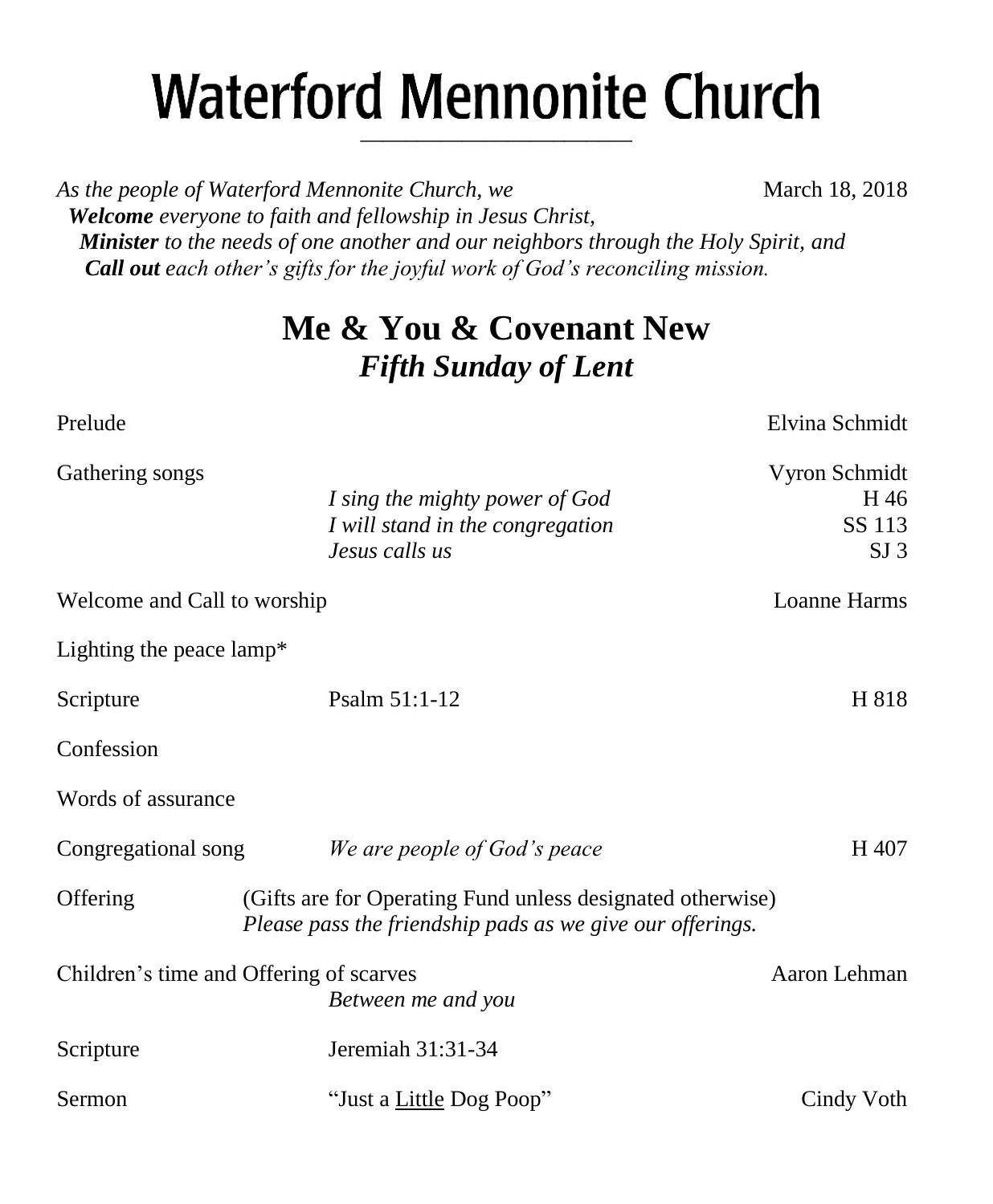# Waterford Mennonite Church

*As the people of Waterford Mennonite Church, we* March 18, 2018
***Welcome** everyone to faith and fellowship in Jesus Christ,*
***Minister** to the needs of one another and our neighbors through the Holy Spirit, and*
***Call out** each other's gifts for the joyful work of God's reconciling mission.*

## Me & You & Covenant New
### *Fifth Sunday of Lent*

Prelude — Elvina Schmidt

Gathering songs — Vyron Schmidt
- *I sing the mighty power of God* — H 46
- *I will stand in the congregation* — SS 113
- *Jesus calls us* — SJ 3

Welcome and Call to worship — Loanne Harms

Lighting the peace lamp*

Scripture — Psalm 51:1-12 — H 818

Confession

Words of assurance

Congregational song — *We are people of God's peace* — H 407

Offering — (Gifts are for Operating Fund unless designated otherwise)
*Please pass the friendship pads as we give our offerings.*

Children's time and Offering of scarves — Aaron Lehman
*Between me and you*

Scripture — Jeremiah 31:31-34

Sermon — "Just a <u>Little</u> Dog Poop" — Cindy Voth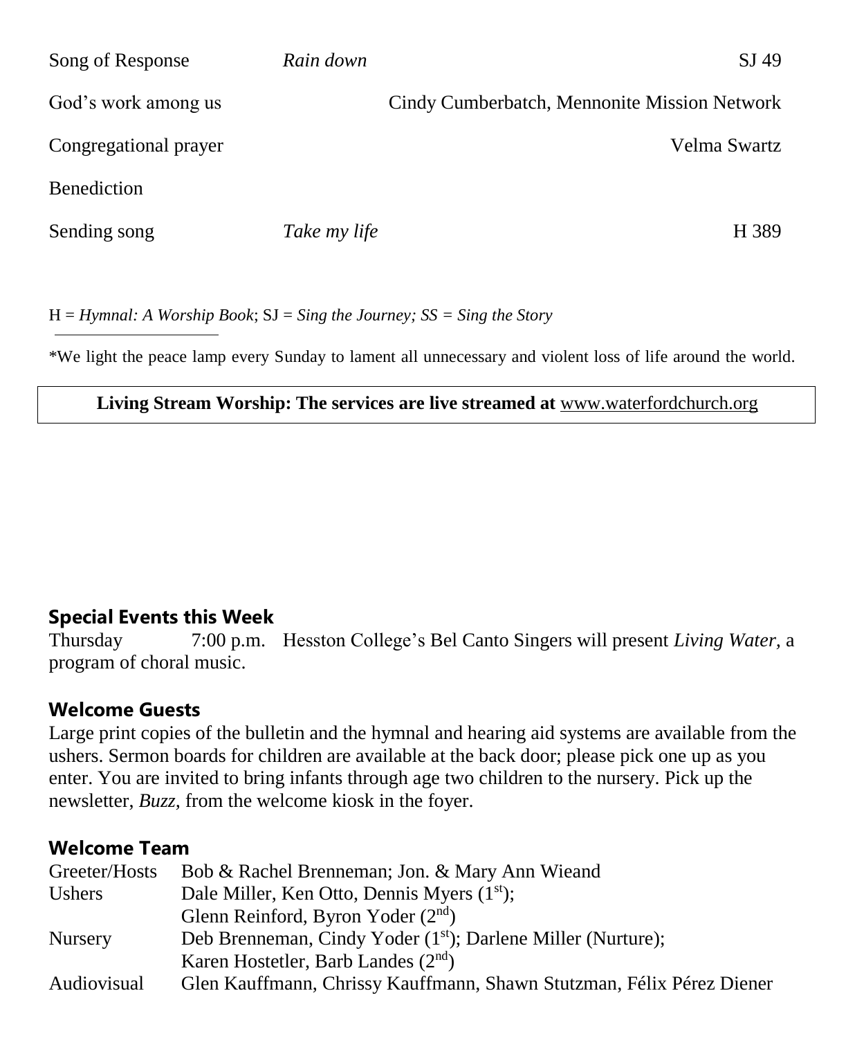| | | |
|---|---|---|
| Song of Response | *Rain down* | SJ 49 |
| God's work among us | | Cindy Cumberbatch, Mennonite Mission Network |
| Congregational prayer | | Velma Swartz |
| Benediction | | |
| Sending song | *Take my life* | H 389 |

H = *Hymnal: A Worship Book*; SJ = *Sing the Journey; SS = Sing the Story*

---

*We light the peace lamp every Sunday to lament all unnecessary and violent loss of life around the world.

**Living Stream Worship: The services are live streamed at** www.waterfordchurch.org

## Special Events this Week

Thursday 7:00 p.m. Hesston College's Bel Canto Singers will present *Living Water*, a program of choral music.

## Welcome Guests

Large print copies of the bulletin and the hymnal and hearing aid systems are available from the ushers. Sermon boards for children are available at the back door; please pick one up as you enter. You are invited to bring infants through age two children to the nursery. Pick up the newsletter, *Buzz,* from the welcome kiosk in the foyer.

## Welcome Team

| | |
|---|---|
| Greeter/Hosts | Bob & Rachel Brenneman; Jon. & Mary Ann Wieand |
| Ushers | Dale Miller, Ken Otto, Dennis Myers (1st); Glenn Reinford, Byron Yoder (2nd) |
| Nursery | Deb Brenneman, Cindy Yoder (1st); Darlene Miller (Nurture); Karen Hostetler, Barb Landes (2nd) |
| Audiovisual | Glen Kauffmann, Chrissy Kauffmann, Shawn Stutzman, Félix Pérez Diener |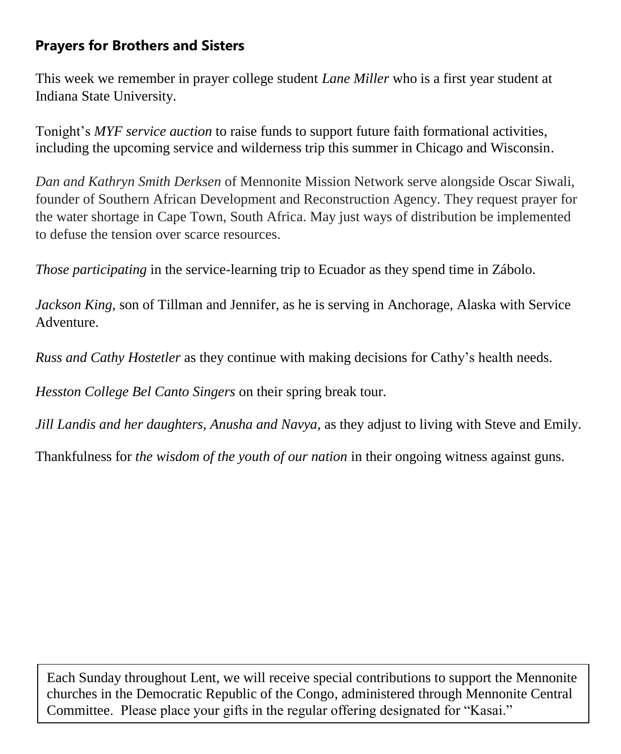## Prayers for Brothers and Sisters

This week we remember in prayer college student *Lane Miller* who is a first year student at Indiana State University.

Tonight's *MYF service auction* to raise funds to support future faith formational activities, including the upcoming service and wilderness trip this summer in Chicago and Wisconsin.

*Dan and Kathryn Smith Derksen* of Mennonite Mission Network serve alongside Oscar Siwali, founder of Southern African Development and Reconstruction Agency. They request prayer for the water shortage in Cape Town, South Africa. May just ways of distribution be implemented to defuse the tension over scarce resources.

*Those participating* in the service-learning trip to Ecuador as they spend time in Zábolo.

*Jackson King,* son of Tillman and Jennifer, as he is serving in Anchorage, Alaska with Service Adventure.

*Russ and Cathy Hostetler* as they continue with making decisions for Cathy's health needs.

*Hesston College Bel Canto Singers* on their spring break tour.

*Jill Landis and her daughters, Anusha and Navya,* as they adjust to living with Steve and Emily.

Thankfulness for *the wisdom of the youth of our nation* in their ongoing witness against guns.

Each Sunday throughout Lent, we will receive special contributions to support the Mennonite churches in the Democratic Republic of the Congo, administered through Mennonite Central Committee. Please place your gifts in the regular offering designated for "Kasai."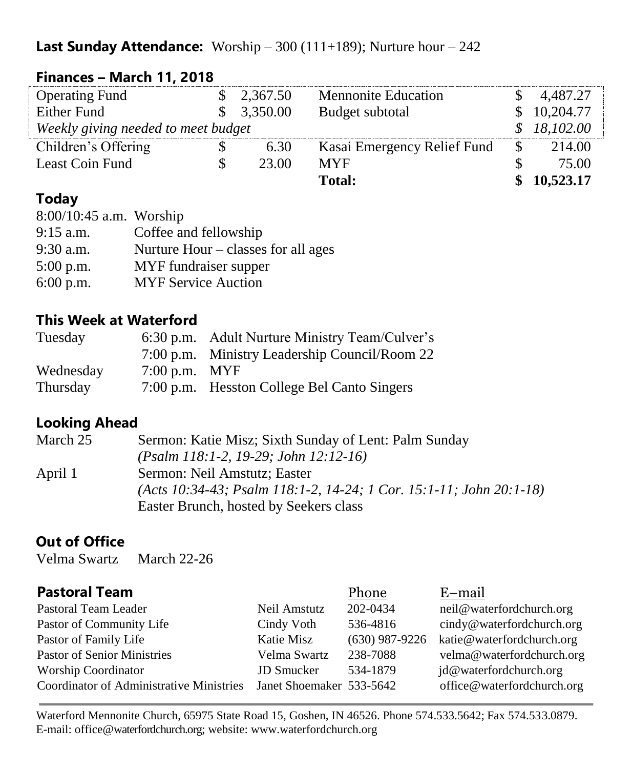**Last Sunday Attendance:** Worship – 300 (111+189); Nurture hour – 242

## Finances – March 11, 2018

| | | | |
|---|---|---|---|
| Operating Fund | $ 2,367.50 | Mennonite Education | $ 4,487.27 |
| Either Fund | $ 3,350.00 | Budget subtotal | $ 10,204.77 |
| *Weekly giving needed to meet budget* | | | *$ 18,102.00* |
| Children's Offering | $ 6.30 | Kasai Emergency Relief Fund | $ 214.00 |
| Least Coin Fund | $ 23.00 | MYF | $ 75.00 |
| | | **Total:** | **$ 10,523.17** |

## Today

| | |
|---|---|
| 8:00/10:45 a.m. | Worship |
| 9:15 a.m. | Coffee and fellowship |
| 9:30 a.m. | Nurture Hour – classes for all ages |
| 5:00 p.m. | MYF fundraiser supper |
| 6:00 p.m. | MYF Service Auction |

## This Week at Waterford

| | | |
|---|---|---|
| Tuesday | 6:30 p.m. | Adult Nurture Ministry Team/Culver's |
| | 7:00 p.m. | Ministry Leadership Council/Room 22 |
| Wednesday | 7:00 p.m. | MYF |
| Thursday | 7:00 p.m. | Hesston College Bel Canto Singers |

## Looking Ahead

| | |
|---|---|
| March 25 | Sermon: Katie Misz; Sixth Sunday of Lent: Palm Sunday<br>*(Psalm 118:1-2, 19-29; John 12:12-16)* |
| April 1 | Sermon: Neil Amstutz; Easter<br>*(Acts 10:34-43; Psalm 118:1-2, 14-24; 1 Cor. 15:1-11; John 20:1-18)*<br>Easter Brunch, hosted by Seekers class |

## Out of Office

Velma Swartz March 22-26

## Pastoral Team

| | | Phone | E–mail |
|---|---|---|---|
| Pastoral Team Leader | Neil Amstutz | 202-0434 | neil@waterfordchurch.org |
| Pastor of Community Life | Cindy Voth | 536-4816 | cindy@waterfordchurch.org |
| Pastor of Family Life | Katie Misz | (630) 987-9226 | katie@waterfordchurch.org |
| Pastor of Senior Ministries | Velma Swartz | 238-7088 | velma@waterfordchurch.org |
| Worship Coordinator | JD Smucker | 534-1879 | jd@waterfordchurch.org |
| Coordinator of Administrative Ministries | Janet Shoemaker | 533-5642 | office@waterfordchurch.org |

Waterford Mennonite Church, 65975 State Road 15, Goshen, IN 46526. Phone 574.533.5642; Fax 574.533.0879.
E-mail: office@waterfordchurch.org; website: www.waterfordchurch.org